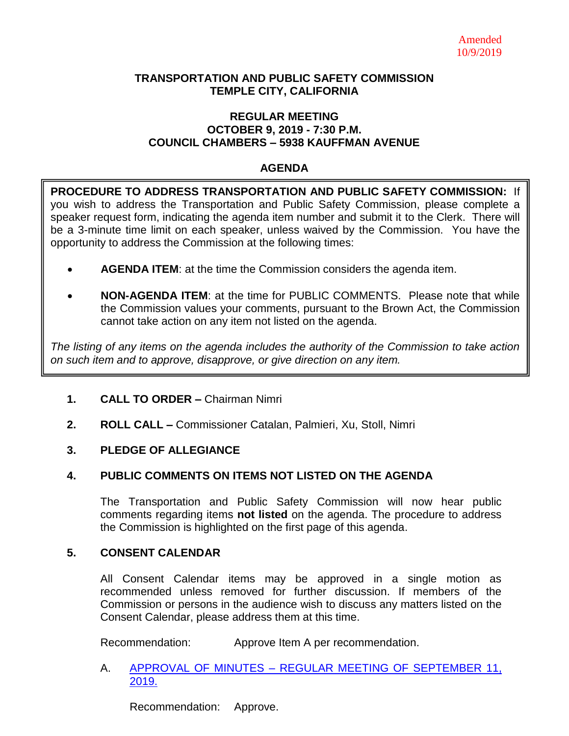Amended
10/9/2019

# TRANSPORTATION AND PUBLIC SAFETY COMMISSION
# TEMPLE CITY, CALIFORNIA

## REGULAR MEETING
## OCTOBER 9, 2019 - 7:30 P.M.
## COUNCIL CHAMBERS – 5938 KAUFFMAN AVENUE

## AGENDA

**PROCEDURE TO ADDRESS TRANSPORTATION AND PUBLIC SAFETY COMMISSION:** If you wish to address the Transportation and Public Safety Commission, please complete a speaker request form, indicating the agenda item number and submit it to the Clerk. There will be a 3-minute time limit on each speaker, unless waived by the Commission. You have the opportunity to address the Commission at the following times:

- **AGENDA ITEM**: at the time the Commission considers the agenda item.
- **NON-AGENDA ITEM**: at the time for PUBLIC COMMENTS. Please note that while the Commission values your comments, pursuant to the Brown Act, the Commission cannot take action on any item not listed on the agenda.

*The listing of any items on the agenda includes the authority of the Commission to take action on such item and to approve, disapprove, or give direction on any item.*

1. **CALL TO ORDER –** Chairman Nimri

2. **ROLL CALL –** Commissioner Catalan, Palmieri, Xu, Stoll, Nimri

3. **PLEDGE OF ALLEGIANCE**

4. **PUBLIC COMMENTS ON ITEMS NOT LISTED ON THE AGENDA**

   The Transportation and Public Safety Commission will now hear public comments regarding items **not listed** on the agenda. The procedure to address the Commission is highlighted on the first page of this agenda.

5. **CONSENT CALENDAR**

   All Consent Calendar items may be approved in a single motion as recommended unless removed for further discussion. If members of the Commission or persons in the audience wish to discuss any matters listed on the Consent Calendar, please address them at this time.

   Recommendation: Approve Item A per recommendation.

   A. APPROVAL OF MINUTES – REGULAR MEETING OF SEPTEMBER 11, 2019.

      Recommendation: Approve.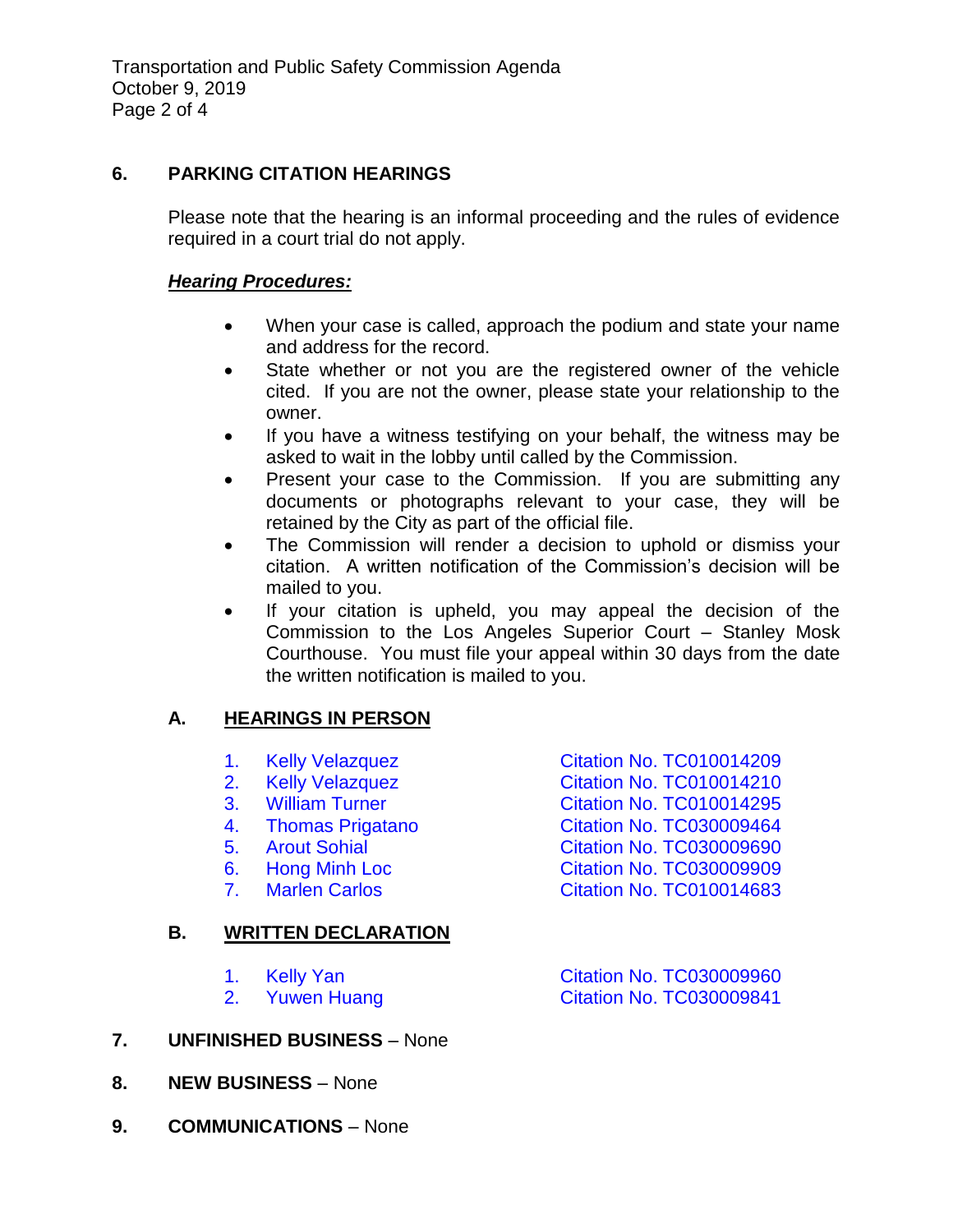## 6. PARKING CITATION HEARINGS

Please note that the hearing is an informal proceeding and the rules of evidence required in a court trial do not apply.

***Hearing Procedures:***

- When your case is called, approach the podium and state your name and address for the record.
- State whether or not you are the registered owner of the vehicle cited. If you are not the owner, please state your relationship to the owner.
- If you have a witness testifying on your behalf, the witness may be asked to wait in the lobby until called by the Commission.
- Present your case to the Commission. If you are submitting any documents or photographs relevant to your case, they will be retained by the City as part of the official file.
- The Commission will render a decision to uphold or dismiss your citation. A written notification of the Commission's decision will be mailed to you.
- If your citation is upheld, you may appeal the decision of the Commission to the Los Angeles Superior Court – Stanley Mosk Courthouse. You must file your appeal within 30 days from the date the written notification is mailed to you.

### A. HEARINGS IN PERSON

1. Kelly Velazquez — Citation No. TC010014209
2. Kelly Velazquez — Citation No. TC010014210
3. William Turner — Citation No. TC010014295
4. Thomas Prigatano — Citation No. TC030009464
5. Arout Sohial — Citation No. TC030009690
6. Hong Minh Loc — Citation No. TC030009909
7. Marlen Carlos — Citation No. TC010014683

### B. WRITTEN DECLARATION

1. Kelly Yan — Citation No. TC030009960
2. Yuwen Huang — Citation No. TC030009841

## 7. UNFINISHED BUSINESS – None

## 8. NEW BUSINESS – None

## 9. COMMUNICATIONS – None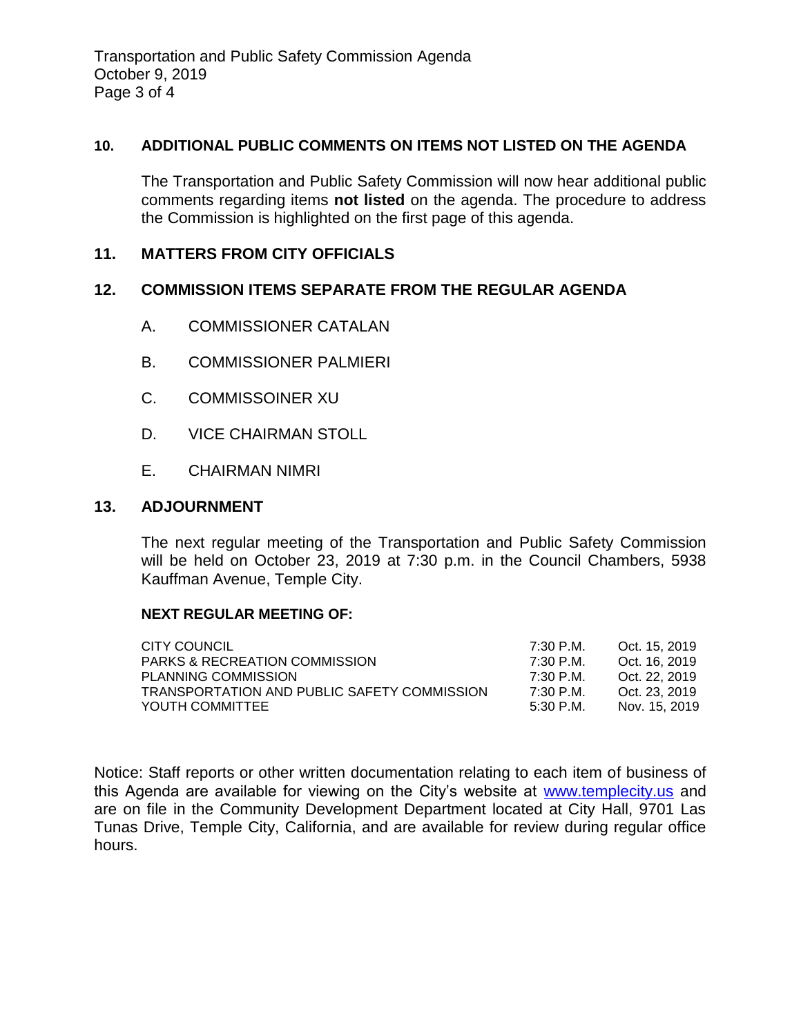## 10. ADDITIONAL PUBLIC COMMENTS ON ITEMS NOT LISTED ON THE AGENDA

The Transportation and Public Safety Commission will now hear additional public comments regarding items **not listed** on the agenda. The procedure to address the Commission is highlighted on the first page of this agenda.

## 11. MATTERS FROM CITY OFFICIALS

## 12. COMMISSION ITEMS SEPARATE FROM THE REGULAR AGENDA

A. COMMISSIONER CATALAN

B. COMMISSIONER PALMIERI

C. COMMISSOINER XU

D. VICE CHAIRMAN STOLL

E. CHAIRMAN NIMRI

## 13. ADJOURNMENT

The next regular meeting of the Transportation and Public Safety Commission will be held on October 23, 2019 at 7:30 p.m. in the Council Chambers, 5938 Kauffman Avenue, Temple City.

**NEXT REGULAR MEETING OF:**

| | | |
|---|---|---|
| CITY COUNCIL | 7:30 P.M. | Oct. 15, 2019 |
| PARKS & RECREATION COMMISSION | 7:30 P.M. | Oct. 16, 2019 |
| PLANNING COMMISSION | 7:30 P.M. | Oct. 22, 2019 |
| TRANSPORTATION AND PUBLIC SAFETY COMMISSION | 7:30 P.M. | Oct. 23, 2019 |
| YOUTH COMMITTEE | 5:30 P.M. | Nov. 15, 2019 |

Notice: Staff reports or other written documentation relating to each item of business of this Agenda are available for viewing on the City's website at www.templecity.us and are on file in the Community Development Department located at City Hall, 9701 Las Tunas Drive, Temple City, California, and are available for review during regular office hours.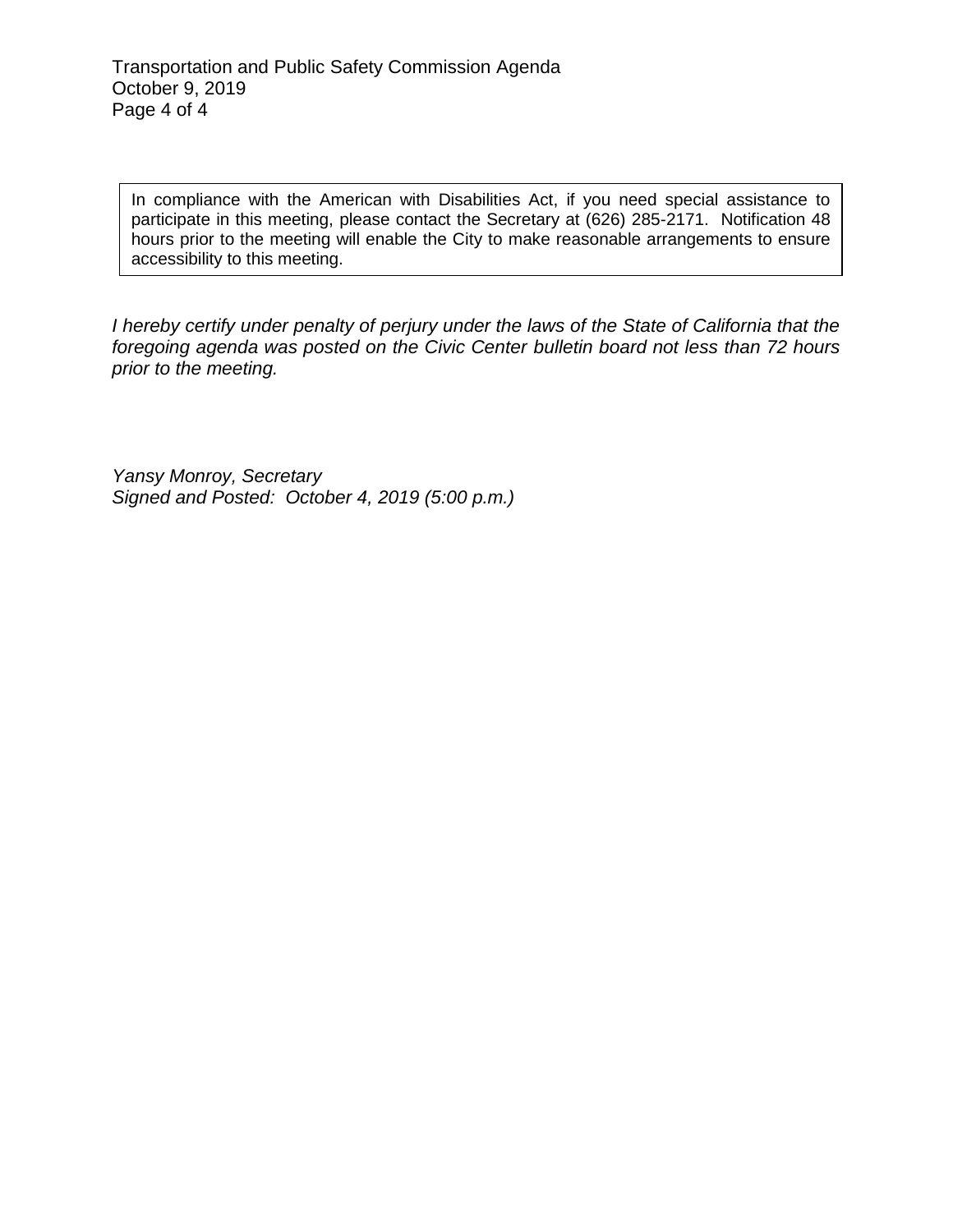In compliance with the American with Disabilities Act, if you need special assistance to participate in this meeting, please contact the Secretary at (626) 285-2171. Notification 48 hours prior to the meeting will enable the City to make reasonable arrangements to ensure accessibility to this meeting.

*I hereby certify under penalty of perjury under the laws of the State of California that the foregoing agenda was posted on the Civic Center bulletin board not less than 72 hours prior to the meeting.*

*Yansy Monroy, Secretary*
*Signed and Posted: October 4, 2019 (5:00 p.m.)*